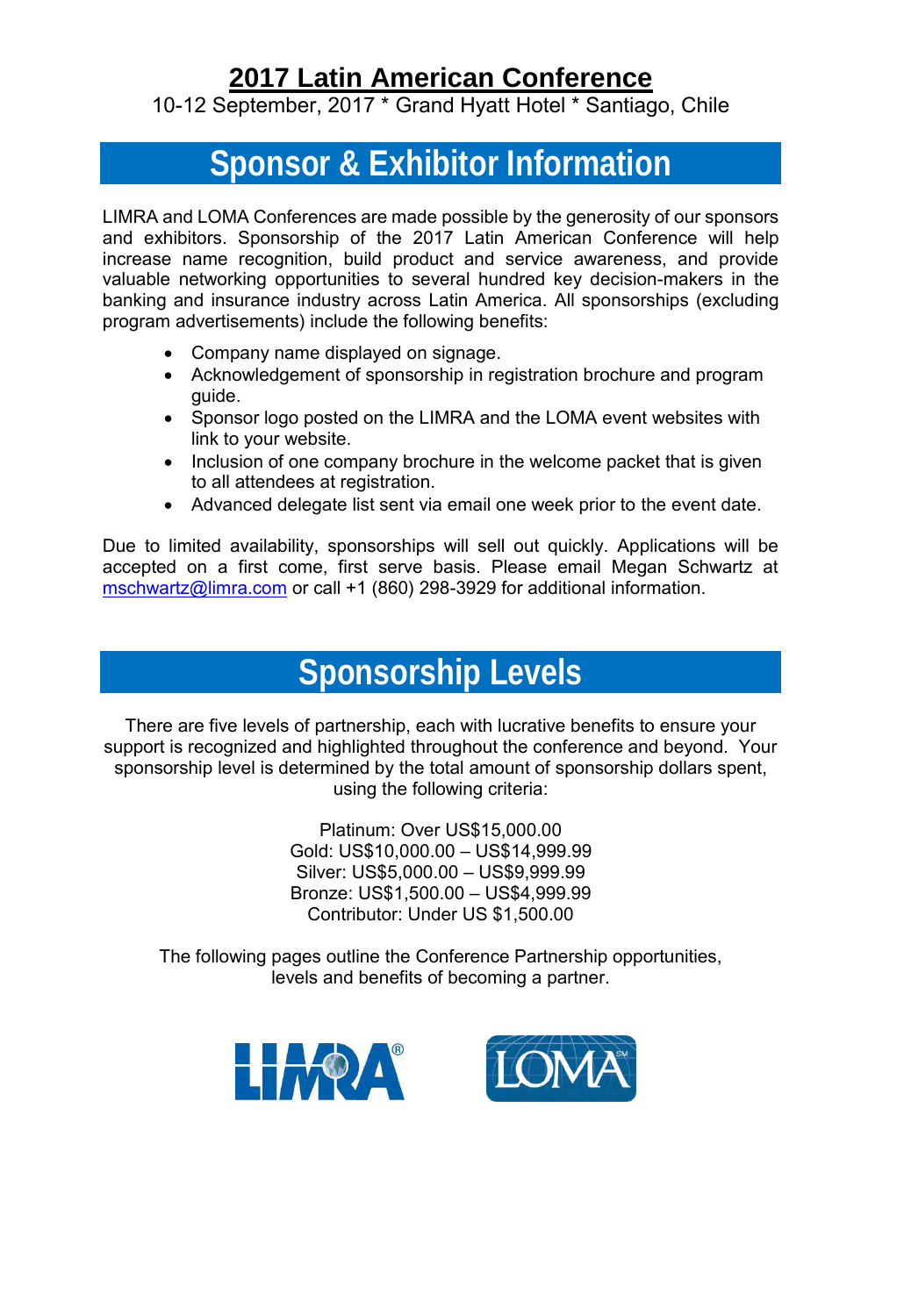# 2017 Latin American Conference

10-12 September, 2017 * Grand Hyatt Hotel * Santiago, Chile

## Sponsor & Exhibitor Information

LIMRA and LOMA Conferences are made possible by the generosity of our sponsors and exhibitors. Sponsorship of the 2017 Latin American Conference will help increase name recognition, build product and service awareness, and provide valuable networking opportunities to several hundred key decision-makers in the banking and insurance industry across Latin America. All sponsorships (excluding program advertisements) include the following benefits:

- Company name displayed on signage.
- Acknowledgement of sponsorship in registration brochure and program guide.
- Sponsor logo posted on the LIMRA and the LOMA event websites with link to your website.
- Inclusion of one company brochure in the welcome packet that is given to all attendees at registration.
- Advanced delegate list sent via email one week prior to the event date.

Due to limited availability, sponsorships will sell out quickly. Applications will be accepted on a first come, first serve basis. Please email Megan Schwartz at mschwartz@limra.com or call +1 (860) 298-3929 for additional information.

## Sponsorship Levels

There are five levels of partnership, each with lucrative benefits to ensure your support is recognized and highlighted throughout the conference and beyond. Your sponsorship level is determined by the total amount of sponsorship dollars spent, using the following criteria:

Platinum: Over US$15,000.00
Gold: US$10,000.00 – US$14,999.99
Silver: US$5,000.00 – US$9,999.99
Bronze: US$1,500.00 – US$4,999.99
Contributor: Under US $1,500.00

The following pages outline the Conference Partnership opportunities, levels and benefits of becoming a partner.

LIMRA® LOMA℠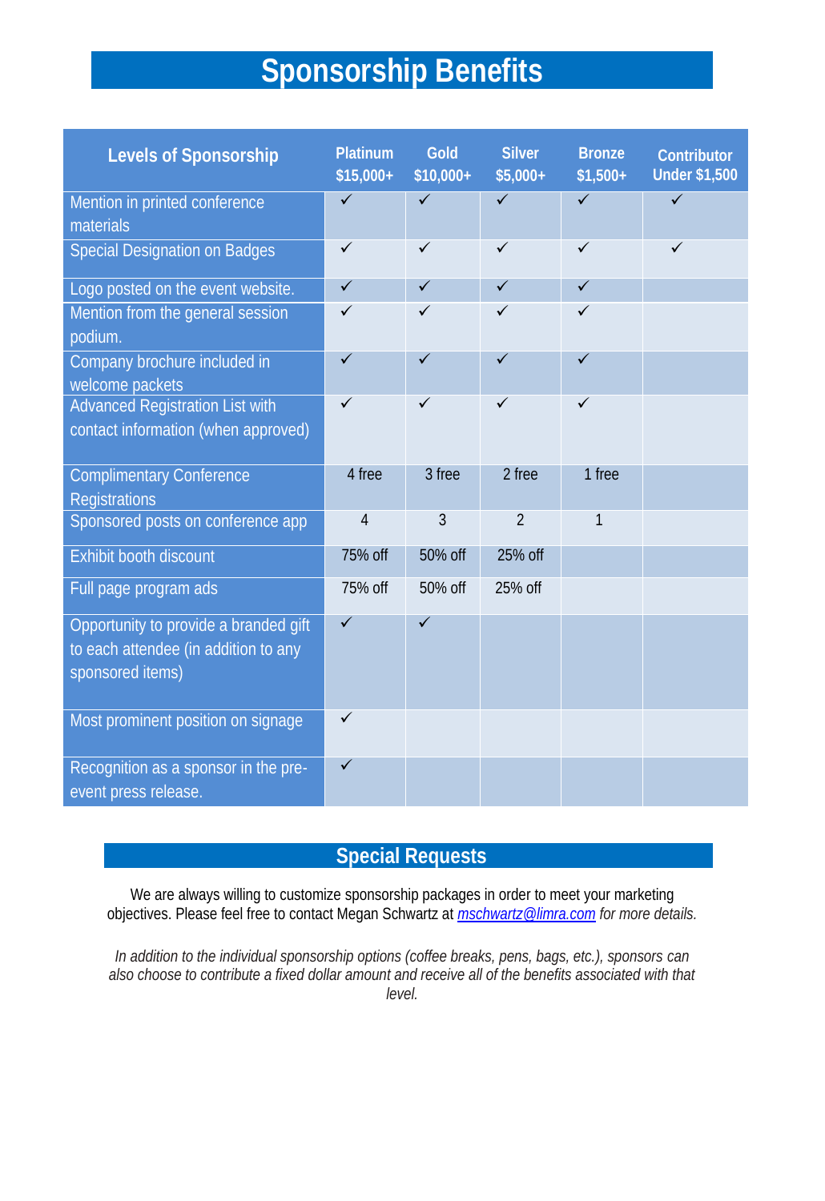# Sponsorship Benefits

| Levels of Sponsorship | Platinum $15,000+ | Gold $10,000+ | Silver $5,000+ | Bronze $1,500+ | Contributor Under $1,500 |
|---|---|---|---|---|---|
| Mention in printed conference materials | ✓ | ✓ | ✓ | ✓ | ✓ |
| Special Designation on Badges | ✓ | ✓ | ✓ | ✓ | ✓ |
| Logo posted on the event website. | ✓ | ✓ | ✓ | ✓ | |
| Mention from the general session podium. | ✓ | ✓ | ✓ | ✓ | |
| Company brochure included in welcome packets | ✓ | ✓ | ✓ | ✓ | |
| Advanced Registration List with contact information (when approved) | ✓ | ✓ | ✓ | ✓ | |
| Complimentary Conference Registrations | 4 free | 3 free | 2 free | 1 free | |
| Sponsored posts on conference app | 4 | 3 | 2 | 1 | |
| Exhibit booth discount | 75% off | 50% off | 25% off | | |
| Full page program ads | 75% off | 50% off | 25% off | | |
| Opportunity to provide a branded gift to each attendee (in addition to any sponsored items) | ✓ | ✓ | | | |
| Most prominent position on signage | ✓ | | | | |
| Recognition as a sponsor in the pre-event press release. | ✓ | | | | |

## Special Requests

We are always willing to customize sponsorship packages in order to meet your marketing objectives. Please feel free to contact Megan Schwartz at mschwartz@limra.com *for more details.*

*In addition to the individual sponsorship options (coffee breaks, pens, bags, etc.), sponsors can also choose to contribute a fixed dollar amount and receive all of the benefits associated with that level.*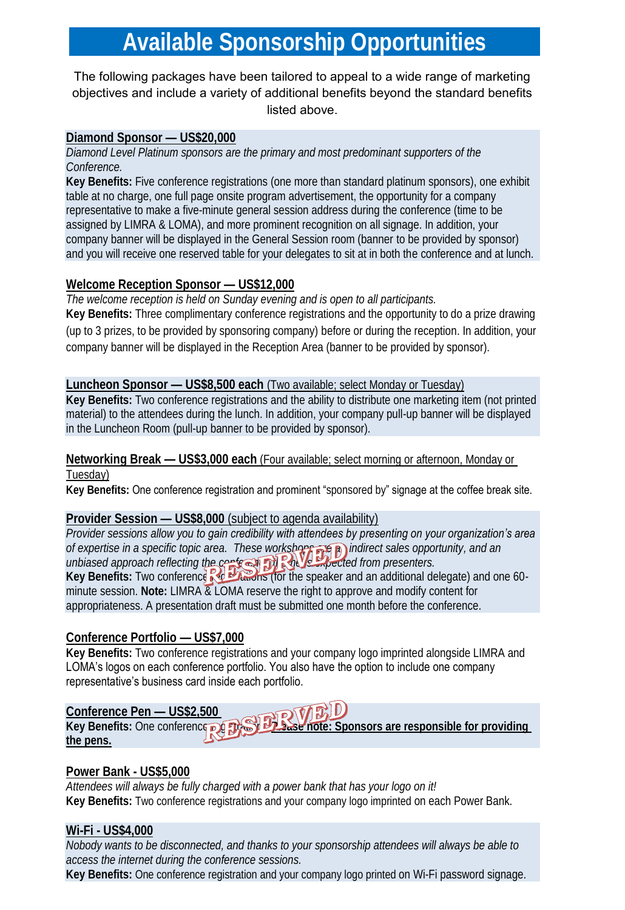# Available Sponsorship Opportunities

The following packages have been tailored to appeal to a wide range of marketing objectives and include a variety of additional benefits beyond the standard benefits listed above.

**Diamond Sponsor — US$20,000**

*Diamond Level Platinum sponsors are the primary and most predominant supporters of the Conference.*

**Key Benefits:** Five conference registrations (one more than standard platinum sponsors), one exhibit table at no charge, one full page onsite program advertisement, the opportunity for a company representative to make a five-minute general session address during the conference (time to be assigned by LIMRA & LOMA), and more prominent recognition on all signage. In addition, your company banner will be displayed in the General Session room (banner to be provided by sponsor) and you will receive one reserved table for your delegates to sit at in both the conference and at lunch.

**Welcome Reception Sponsor — US$12,000**

*The welcome reception is held on Sunday evening and is open to all participants.*

**Key Benefits:** Three complimentary conference registrations and the opportunity to do a prize drawing (up to 3 prizes, to be provided by sponsoring company) before or during the reception. In addition, your company banner will be displayed in the Reception Area (banner to be provided by sponsor).

**Luncheon Sponsor — US$8,500 each** (Two available; select Monday or Tuesday)

**Key Benefits:** Two conference registrations and the ability to distribute one marketing item (not printed material) to the attendees during the lunch. In addition, your company pull-up banner will be displayed in the Luncheon Room (pull-up banner to be provided by sponsor).

**Networking Break — US$3,000 each** (Four available; select morning or afternoon, Monday or Tuesday)

**Key Benefits:** One conference registration and prominent "sponsored by" signage at the coffee break site.

**Provider Session — US$8,000** (subject to agenda availability)

RESERVED

*Provider sessions allow you to gain credibility with attendees by presenting on your organization's area of expertise in a specific topic area. These workshops are an indirect sales opportunity, and an unbiased approach reflecting the conference theme is expected from presenters.*

**Key Benefits:** Two conference registrations (for the speaker and an additional delegate) and one 60-minute session. **Note:** LIMRA & LOMA reserve the right to approve and modify content for appropriateness. A presentation draft must be submitted one month before the conference.

**Conference Portfolio — US$7,000**

**Key Benefits:** Two conference registrations and your company logo imprinted alongside LIMRA and LOMA's logos on each conference portfolio. You also have the option to include one company representative's business card inside each portfolio.

**Conference Pen — US$2,500**

RESERVED

**Key Benefits:** One conference registration. **Please note: Sponsors are responsible for providing the pens.**

**Power Bank - US$5,000**

*Attendees will always be fully charged with a power bank that has your logo on it!*

**Key Benefits:** Two conference registrations and your company logo imprinted on each Power Bank.

**Wi-Fi - US$4,000**

*Nobody wants to be disconnected, and thanks to your sponsorship attendees will always be able to access the internet during the conference sessions.*

**Key Benefits:** One conference registration and your company logo printed on Wi-Fi password signage.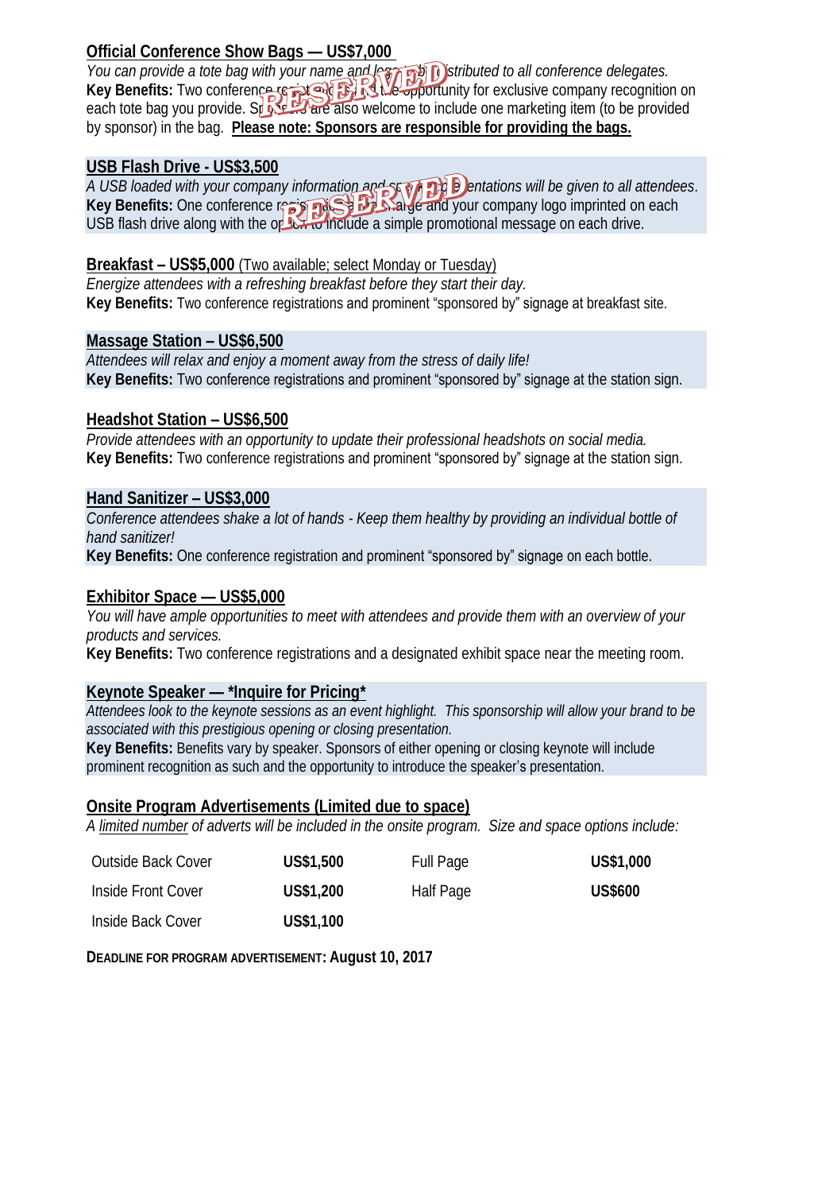**Official Conference Show Bags — US$7,000**

*You can provide a tote bag with your name and logo to be distributed to all conference delegates.*

**Key Benefits:** Two conference registrations and the opportunity for exclusive company recognition on each tote bag you provide. Sponsors are also welcome to include one marketing item (to be provided by sponsor) in the bag. **Please note: Sponsors are responsible for providing the bags.**

RESERVED

**USB Flash Drive - US$3,500**

*A USB loaded with your company information and speaker presentations will be given to all attendees.*

**Key Benefits:** One conference registration, signage and your company logo imprinted on each USB flash drive along with the option to include a simple promotional message on each drive.

RESERVED

**Breakfast – US$5,000** (Two available; select Monday or Tuesday)

*Energize attendees with a refreshing breakfast before they start their day.*

**Key Benefits:** Two conference registrations and prominent "sponsored by" signage at breakfast site.

**Massage Station – US$6,500**

*Attendees will relax and enjoy a moment away from the stress of daily life!*

**Key Benefits:** Two conference registrations and prominent "sponsored by" signage at the station sign.

**Headshot Station – US$6,500**

*Provide attendees with an opportunity to update their professional headshots on social media.*

**Key Benefits:** Two conference registrations and prominent "sponsored by" signage at the station sign.

**Hand Sanitizer – US$3,000**

*Conference attendees shake a lot of hands - Keep them healthy by providing an individual bottle of hand sanitizer!*

**Key Benefits:** One conference registration and prominent "sponsored by" signage on each bottle.

**Exhibitor Space — US$5,000**

*You will have ample opportunities to meet with attendees and provide them with an overview of your products and services.*

**Key Benefits:** Two conference registrations and a designated exhibit space near the meeting room.

**Keynote Speaker — *Inquire for Pricing***

*Attendees look to the keynote sessions as an event highlight. This sponsorship will allow your brand to be associated with this prestigious opening or closing presentation.*

**Key Benefits:** Benefits vary by speaker. Sponsors of either opening or closing keynote will include prominent recognition as such and the opportunity to introduce the speaker's presentation.

**Onsite Program Advertisements (Limited due to space)**

*A limited number of adverts will be included in the onsite program. Size and space options include:*

| | | | |
|---|---|---|---|
| Outside Back Cover | **US$1,500** | Full Page | **US$1,000** |
| Inside Front Cover | **US$1,200** | Half Page | **US$600** |
| Inside Back Cover | **US$1,100** | | |

**DEADLINE FOR PROGRAM ADVERTISEMENT: August 10, 2017**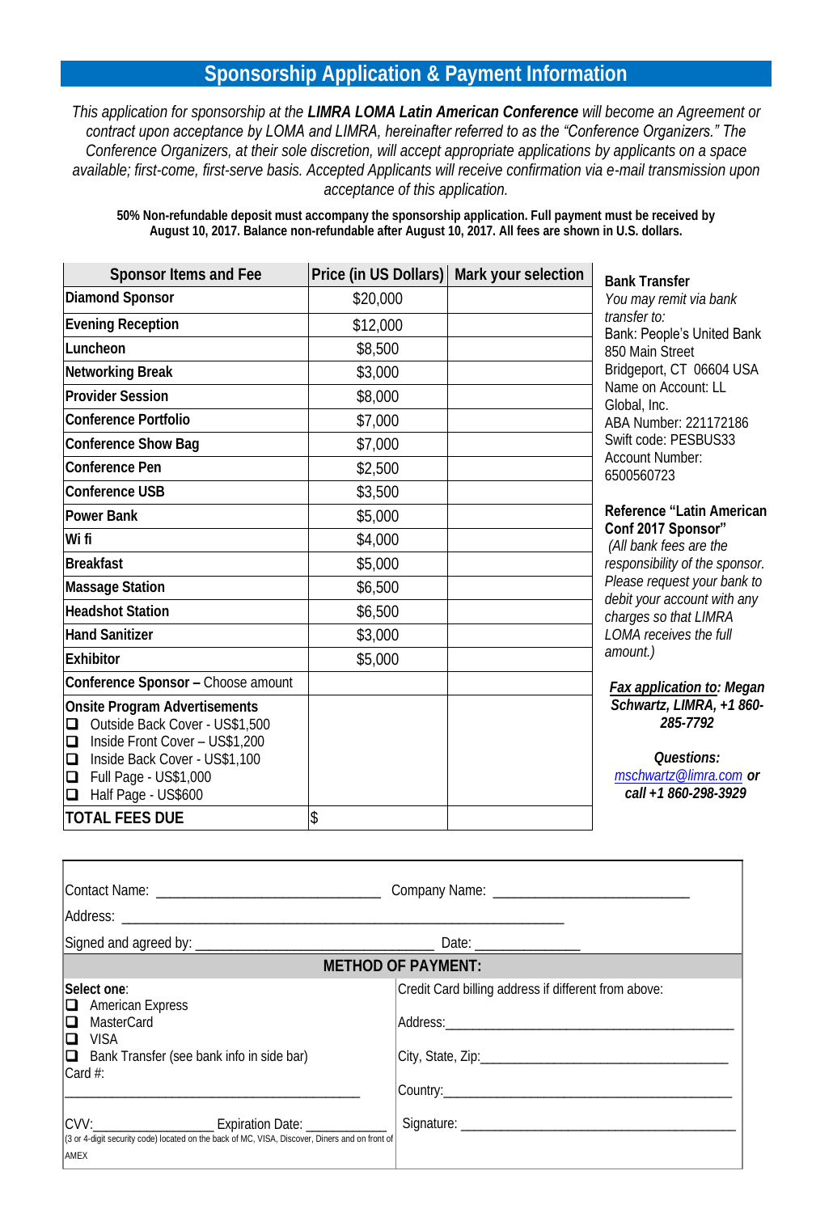## Sponsorship Application & Payment Information

*This application for sponsorship at the **LIMRA LOMA Latin American Conference** will become an Agreement or contract upon acceptance by LOMA and LIMRA, hereinafter referred to as the "Conference Organizers." The Conference Organizers, at their sole discretion, will accept appropriate applications by applicants on a space available; first-come, first-serve basis. Accepted Applicants will receive confirmation via e-mail transmission upon acceptance of this application.*

**50% Non-refundable deposit must accompany the sponsorship application. Full payment must be received by August 10, 2017. Balance non-refundable after August 10, 2017. All fees are shown in U.S. dollars.**

| Sponsor Items and Fee | Price (in US Dollars) | Mark your selection |
|---|---|---|
| **Diamond Sponsor** | $20,000 | |
| **Evening Reception** | $12,000 | |
| **Luncheon** | $8,500 | |
| **Networking Break** | $3,000 | |
| **Provider Session** | $8,000 | |
| **Conference Portfolio** | $7,000 | |
| **Conference Show Bag** | $7,000 | |
| **Conference Pen** | $2,500 | |
| **Conference USB** | $3,500 | |
| **Power Bank** | $5,000 | |
| **Wi fi** | $4,000 | |
| **Breakfast** | $5,000 | |
| **Massage Station** | $6,500 | |
| **Headshot Station** | $6,500 | |
| **Hand Sanitizer** | $3,000 | |
| **Exhibitor** | $5,000 | |
| **Conference Sponsor –** Choose amount | | |
| **Onsite Program Advertisements**<br>❑ Outside Back Cover - US$1,500<br>❑ Inside Front Cover – US$1,200<br>❑ Inside Back Cover - US$1,100<br>❑ Full Page - US$1,000<br>❑ Half Page - US$600 | | |
| **TOTAL FEES DUE** | $ | |

**Bank Transfer**

*You may remit via bank transfer to:*

Bank: People's United Bank
850 Main Street
Bridgeport, CT 06604 USA
Name on Account: LL Global, Inc.
ABA Number: 221172186
Swift code: PESBUS33
Account Number: 6500560723

**Reference "Latin American Conf 2017 Sponsor"**
*(All bank fees are the responsibility of the sponsor. Please request your bank to debit your account with any charges so that LIMRA LOMA receives the full amount.)*

***Fax application to:* Megan Schwartz, LIMRA, +1 860-285-7792**

***Questions:***
*mschwartz@limra.com* ***or call +1 860-298-3929***

Contact Name: ______________________________ Company Name: __________________________

Address: ______________________________________________________________

Signed and agreed by: ____________________________ Date: ______________

**METHOD OF PAYMENT:**

**Select one**:
- ❑ American Express
- ❑ MasterCard
- ❑ VISA
- ❑ Bank Transfer (see bank info in side bar)

Card #:

__________________________________________

CVV:________________ Expiration Date: ____________
(3 or 4-digit security code) located on the back of MC, VISA, Discover, Diners and on front of AMEX

Credit Card billing address if different from above:

Address:________________________________________

City, State, Zip:__________________________________

Country:________________________________________

Signature: ______________________________________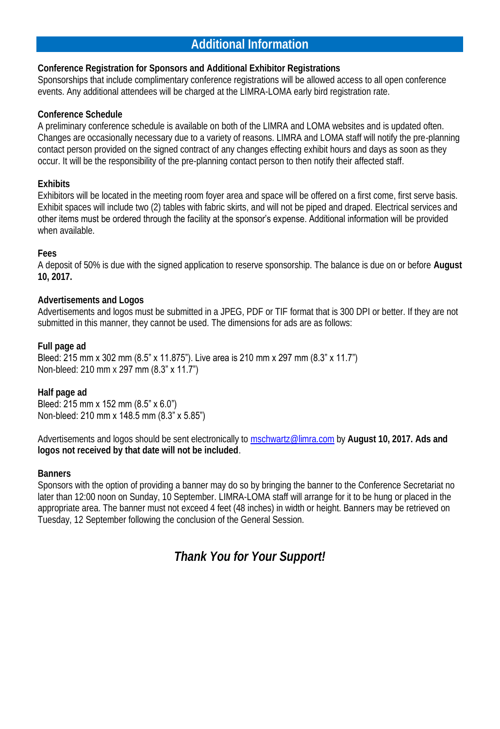## Additional Information

**Conference Registration for Sponsors and Additional Exhibitor Registrations**
Sponsorships that include complimentary conference registrations will be allowed access to all open conference events. Any additional attendees will be charged at the LIMRA-LOMA early bird registration rate.

**Conference Schedule**
A preliminary conference schedule is available on both of the LIMRA and LOMA websites and is updated often. Changes are occasionally necessary due to a variety of reasons. LIMRA and LOMA staff will notify the pre-planning contact person provided on the signed contract of any changes effecting exhibit hours and days as soon as they occur. It will be the responsibility of the pre-planning contact person to then notify their affected staff.

**Exhibits**
Exhibitors will be located in the meeting room foyer area and space will be offered on a first come, first serve basis. Exhibit spaces will include two (2) tables with fabric skirts, and will not be piped and draped. Electrical services and other items must be ordered through the facility at the sponsor's expense. Additional information will be provided when available.

**Fees**
A deposit of 50% is due with the signed application to reserve sponsorship. The balance is due on or before **August 10, 2017.**

**Advertisements and Logos**
Advertisements and logos must be submitted in a JPEG, PDF or TIF format that is 300 DPI or better. If they are not submitted in this manner, they cannot be used. The dimensions for ads are as follows:

**Full page ad**
Bleed: 215 mm x 302 mm (8.5" x 11.875"). Live area is 210 mm x 297 mm (8.3" x 11.7")
Non-bleed: 210 mm x 297 mm (8.3" x 11.7")

**Half page ad**
Bleed: 215 mm x 152 mm (8.5" x 6.0")
Non-bleed: 210 mm x 148.5 mm (8.3" x 5.85")

Advertisements and logos should be sent electronically to mschwartz@limra.com by **August 10, 2017. Ads and logos not received by that date will not be included**.

**Banners**
Sponsors with the option of providing a banner may do so by bringing the banner to the Conference Secretariat no later than 12:00 noon on Sunday, 10 September. LIMRA-LOMA staff will arrange for it to be hung or placed in the appropriate area. The banner must not exceed 4 feet (48 inches) in width or height. Banners may be retrieved on Tuesday, 12 September following the conclusion of the General Session.

***Thank You for Your Support!***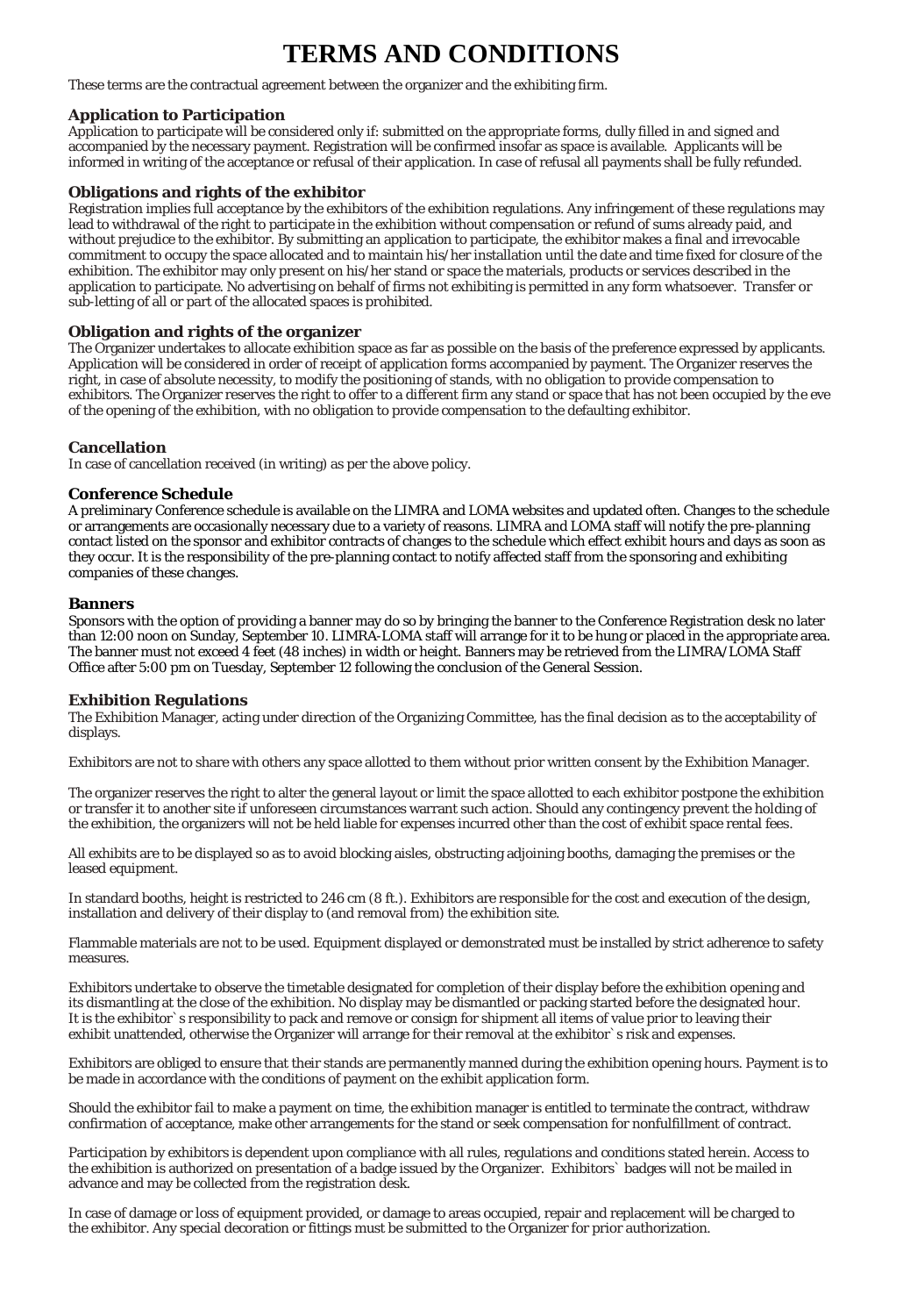# TERMS AND CONDITIONS

*These terms are the contractual agreement between the organizer and the exhibiting firm.*

### Application to Participation

Application to participate will be considered only if: submitted on the appropriate forms, dully filled in and signed and accompanied by the necessary payment. Registration will be confirmed insofar as space is available. Applicants will be informed in writing of the acceptance or refusal of their application. In case of refusal all payments shall be fully refunded.

### Obligations and rights of the exhibitor

Registration implies full acceptance by the exhibitors of the exhibition regulations. Any infringement of these regulations may lead to withdrawal of the right to participate in the exhibition without compensation or refund of sums already paid, and without prejudice to the exhibitor. By submitting an application to participate, the exhibitor makes a final and irrevocable commitment to occupy the space allocated and to maintain his/her installation until the date and time fixed for closure of the exhibition. The exhibitor may only present on his/her stand or space the materials, products or services described in the application to participate. No advertising on behalf of firms not exhibiting is permitted in any form whatsoever. Transfer or sub-letting of all or part of the allocated spaces is prohibited.

### Obligation and rights of the organizer

The Organizer undertakes to allocate exhibition space as far as possible on the basis of the preference expressed by applicants. Application will be considered in order of receipt of application forms accompanied by payment. The Organizer reserves the right, in case of absolute necessity, to modify the positioning of stands, with no obligation to provide compensation to exhibitors. The Organizer reserves the right to offer to a different firm any stand or space that has not been occupied by the eve of the opening of the exhibition, with no obligation to provide compensation to the defaulting exhibitor.

### Cancellation

In case of cancellation received (in writing) as per the above policy.

### Conference Schedule

A preliminary Conference schedule is available on the LIMRA and LOMA websites and updated often. Changes to the schedule or arrangements are occasionally necessary due to a variety of reasons. LIMRA and LOMA staff will notify the pre-planning contact listed on the sponsor and exhibitor contracts of changes to the schedule which effect exhibit hours and days as soon as they occur. It is the responsibility of the pre-planning contact to notify affected staff from the sponsoring and exhibiting companies of these changes.

### Banners

Sponsors with the option of providing a banner may do so by bringing the banner to the Conference Registration desk no later than 12:00 noon on Sunday, September 10. LIMRA-LOMA staff will arrange for it to be hung or placed in the appropriate area. The banner must not exceed 4 feet (48 inches) in width or height. Banners may be retrieved from the LIMRA/LOMA Staff Office after 5:00 pm on Tuesday, September 12 following the conclusion of the General Session.

### Exhibition Regulations

The Exhibition Manager, acting under direction of the Organizing Committee, has the final decision as to the acceptability of displays.

Exhibitors are not to share with others any space allotted to them without prior written consent by the Exhibition Manager.

The organizer reserves the right to alter the general layout or limit the space allotted to each exhibitor postpone the exhibition or transfer it to another site if unforeseen circumstances warrant such action. Should any contingency prevent the holding of the exhibition, the organizers will not be held liable for expenses incurred other than the cost of exhibit space rental fees.

All exhibits are to be displayed so as to avoid blocking aisles, obstructing adjoining booths, damaging the premises or the leased equipment.

In standard booths, height is restricted to 246 cm (8 ft.). Exhibitors are responsible for the cost and execution of the design, installation and delivery of their display to (and removal from) the exhibition site.

Flammable materials are not to be used. Equipment displayed or demonstrated must be installed by strict adherence to safety measures.

Exhibitors undertake to observe the timetable designated for completion of their display before the exhibition opening and its dismantling at the close of the exhibition. No display may be dismantled or packing started before the designated hour. It is the exhibitor`s responsibility to pack and remove or consign for shipment all items of value prior to leaving their exhibit unattended, otherwise the Organizer will arrange for their removal at the exhibitor`s risk and expenses.

Exhibitors are obliged to ensure that their stands are permanently manned during the exhibition opening hours. Payment is to be made in accordance with the conditions of payment on the exhibit application form.

Should the exhibitor fail to make a payment on time, the exhibition manager is entitled to terminate the contract, withdraw confirmation of acceptance, make other arrangements for the stand or seek compensation for nonfulfillment of contract.

Participation by exhibitors is dependent upon compliance with all rules, regulations and conditions stated herein. Access to the exhibition is authorized on presentation of a badge issued by the Organizer. Exhibitors` badges will not be mailed in advance and may be collected from the registration desk.

In case of damage or loss of equipment provided, or damage to areas occupied, repair and replacement will be charged to the exhibitor. Any special decoration or fittings must be submitted to the Organizer for prior authorization.